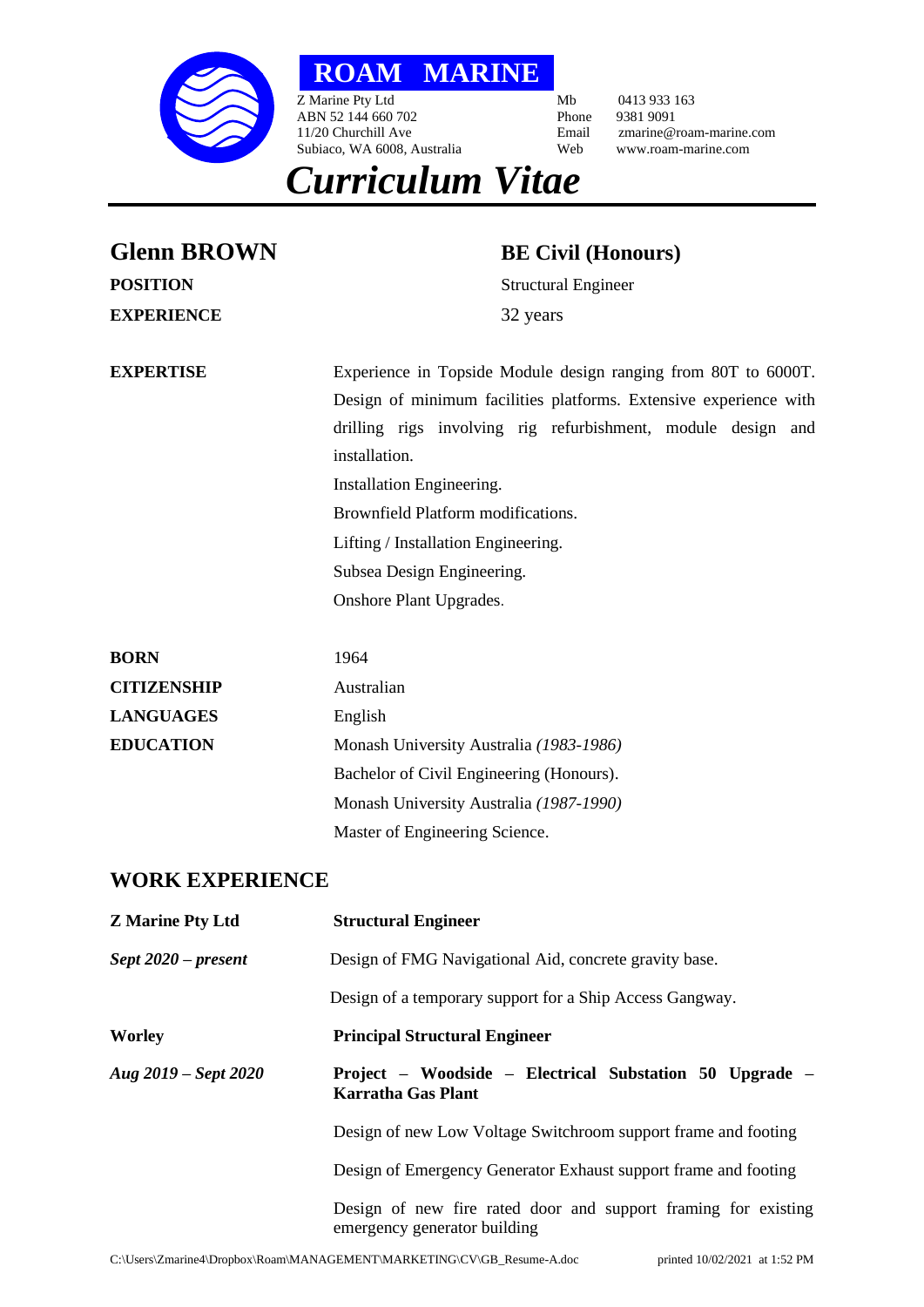# ROAM MARINE

Z Marine Pty Ltd
ABN 52 144 660 702
11/20 Churchill Ave
Subiaco, WA 6008, Australia

Mb 0413 933 163
Phone 9381 9091
Email zmarine@roam-marine.com
Web www.roam-marine.com

# *Curriculum Vitae*

## Glenn BROWN

## BE Civil (Honours)

| | |
|---|---|
| **POSITION** | Structural Engineer |
| **EXPERIENCE** | 32 years |

**EXPERTISE**

Experience in Topside Module design ranging from 80T to 6000T. Design of minimum facilities platforms. Extensive experience with drilling rigs involving rig refurbishment, module design and installation.

Installation Engineering.

Brownfield Platform modifications.

Lifting / Installation Engineering.

Subsea Design Engineering.

Onshore Plant Upgrades.

| | |
|---|---|
| **BORN** | 1964 |
| **CITIZENSHIP** | Australian |
| **LANGUAGES** | English |
| **EDUCATION** | Monash University Australia *(1983-1986)* |
| | Bachelor of Civil Engineering (Honours). |
| | Monash University Australia *(1987-1990)* |
| | Master of Engineering Science. |

## WORK EXPERIENCE

**Z Marine Pty Ltd** — **Structural Engineer**

***Sept 2020 – present***

Design of FMG Navigational Aid, concrete gravity base.

Design of a temporary support for a Ship Access Gangway.

**Worley** — **Principal Structural Engineer**

***Aug 2019 – Sept 2020***

**Project – Woodside – Electrical Substation 50 Upgrade – Karratha Gas Plant**

Design of new Low Voltage Switchroom support frame and footing

Design of Emergency Generator Exhaust support frame and footing

Design of new fire rated door and support framing for existing emergency generator building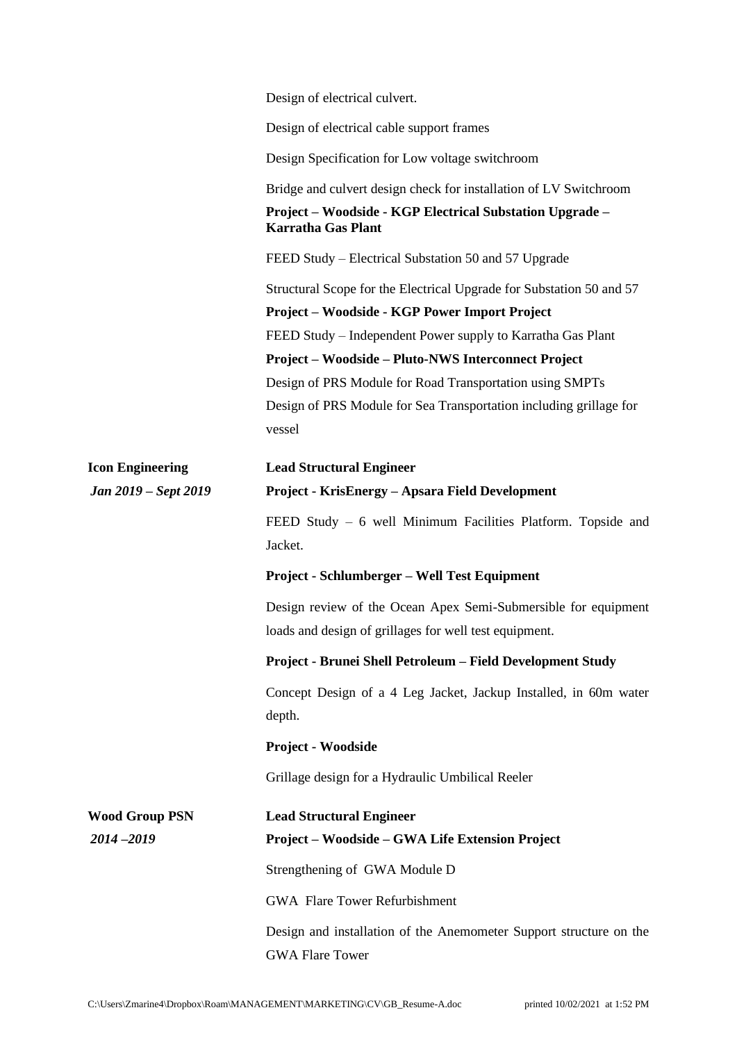Design of electrical culvert.

Design of electrical cable support frames

Design Specification for Low voltage switchroom

Bridge and culvert design check for installation of LV Switchroom

**Project – Woodside - KGP Electrical Substation Upgrade – Karratha Gas Plant**

FEED Study – Electrical Substation 50 and 57 Upgrade

Structural Scope for the Electrical Upgrade for Substation 50 and 57

**Project – Woodside - KGP Power Import Project**

FEED Study – Independent Power supply to Karratha Gas Plant

**Project – Woodside – Pluto-NWS Interconnect Project**

Design of PRS Module for Road Transportation using SMPTs

Design of PRS Module for Sea Transportation including grillage for vessel

**Icon Engineering**
***Jan 2019 – Sept 2019***

**Lead Structural Engineer**

**Project - KrisEnergy – Apsara Field Development**

FEED Study – 6 well Minimum Facilities Platform. Topside and Jacket.

**Project - Schlumberger – Well Test Equipment**

Design review of the Ocean Apex Semi-Submersible for equipment loads and design of grillages for well test equipment.

**Project - Brunei Shell Petroleum – Field Development Study**

Concept Design of a 4 Leg Jacket, Jackup Installed, in 60m water depth.

**Project - Woodside**

Grillage design for a Hydraulic Umbilical Reeler

**Wood Group PSN**
***2014 –2019***

**Lead Structural Engineer**

**Project – Woodside – GWA Life Extension Project**

Strengthening of GWA Module D

GWA Flare Tower Refurbishment

Design and installation of the Anemometer Support structure on the GWA Flare Tower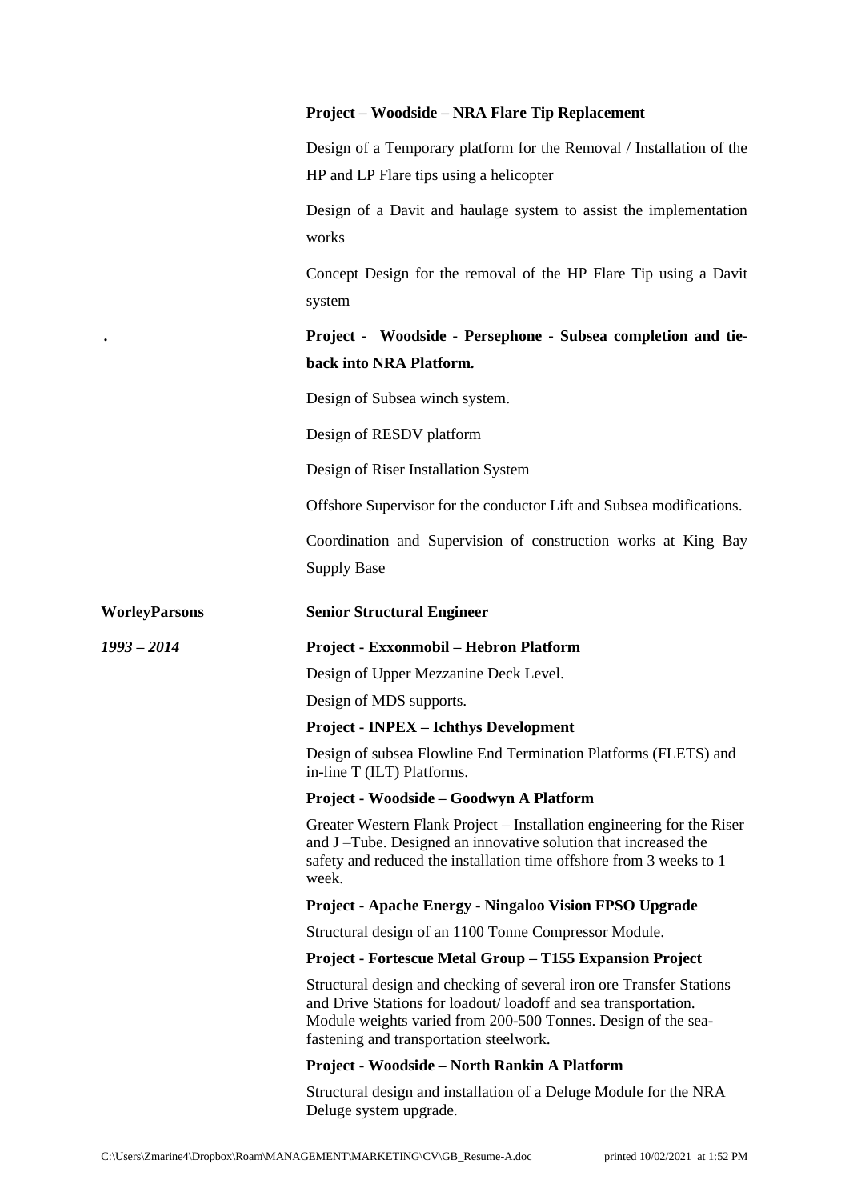**Project – Woodside – NRA Flare Tip Replacement**

Design of a Temporary platform for the Removal / Installation of the HP and LP Flare tips using a helicopter

Design of a Davit and haulage system to assist the implementation works

Concept Design for the removal of the HP Flare Tip using a Davit system

.

**Project - Woodside - Persephone - Subsea completion and tie-back into NRA Platform.**

Design of Subsea winch system.

Design of RESDV platform

Design of Riser Installation System

Offshore Supervisor for the conductor Lift and Subsea modifications.

Coordination and Supervision of construction works at King Bay Supply Base

**WorleyParsons** — **Senior Structural Engineer**

***1993 – 2014***

**Project - Exxonmobil – Hebron Platform**

Design of Upper Mezzanine Deck Level.

Design of MDS supports.

**Project - INPEX – Ichthys Development**

Design of subsea Flowline End Termination Platforms (FLETS) and in-line T (ILT) Platforms.

**Project - Woodside – Goodwyn A Platform**

Greater Western Flank Project – Installation engineering for the Riser and J –Tube. Designed an innovative solution that increased the safety and reduced the installation time offshore from 3 weeks to 1 week.

**Project - Apache Energy - Ningaloo Vision FPSO Upgrade**

Structural design of an 1100 Tonne Compressor Module.

**Project - Fortescue Metal Group – T155 Expansion Project**

Structural design and checking of several iron ore Transfer Stations and Drive Stations for loadout/ loadoff and sea transportation. Module weights varied from 200-500 Tonnes. Design of the sea-fastening and transportation steelwork.

**Project - Woodside – North Rankin A Platform**

Structural design and installation of a Deluge Module for the NRA Deluge system upgrade.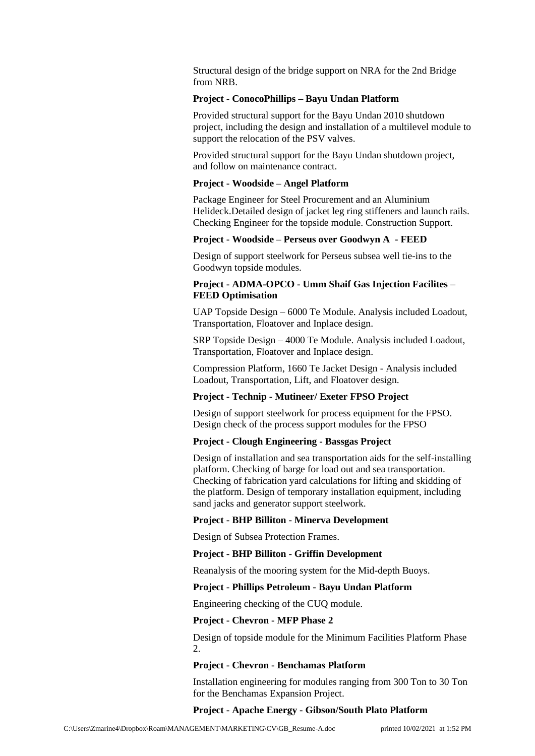Structural design of the bridge support on NRA for the 2nd Bridge from NRB.

**Project - ConocoPhillips – Bayu Undan Platform**

Provided structural support for the Bayu Undan 2010 shutdown project, including the design and installation of a multilevel module to support the relocation of the PSV valves.

Provided structural support for the Bayu Undan shutdown project, and follow on maintenance contract.

**Project - Woodside – Angel Platform**

Package Engineer for Steel Procurement and an Aluminium Helideck.Detailed design of jacket leg ring stiffeners and launch rails. Checking Engineer for the topside module. Construction Support.

**Project - Woodside – Perseus over Goodwyn A - FEED**

Design of support steelwork for Perseus subsea well tie-ins to the Goodwyn topside modules.

**Project - ADMA-OPCO - Umm Shaif Gas Injection Facilites – FEED Optimisation**

UAP Topside Design – 6000 Te Module. Analysis included Loadout, Transportation, Floatover and Inplace design.

SRP Topside Design – 4000 Te Module. Analysis included Loadout, Transportation, Floatover and Inplace design.

Compression Platform, 1660 Te Jacket Design - Analysis included Loadout, Transportation, Lift, and Floatover design.

**Project - Technip - Mutineer/ Exeter FPSO Project**

Design of support steelwork for process equipment for the FPSO. Design check of the process support modules for the FPSO

**Project - Clough Engineering - Bassgas Project**

Design of installation and sea transportation aids for the self-installing platform. Checking of barge for load out and sea transportation. Checking of fabrication yard calculations for lifting and skidding of the platform. Design of temporary installation equipment, including sand jacks and generator support steelwork.

**Project - BHP Billiton - Minerva Development**

Design of Subsea Protection Frames.

**Project - BHP Billiton - Griffin Development**

Reanalysis of the mooring system for the Mid-depth Buoys.

**Project - Phillips Petroleum - Bayu Undan Platform**

Engineering checking of the CUQ module.

**Project - Chevron - MFP Phase 2**

Design of topside module for the Minimum Facilities Platform Phase 2.

**Project - Chevron - Benchamas Platform**

Installation engineering for modules ranging from 300 Ton to 30 Ton for the Benchamas Expansion Project.

**Project - Apache Energy - Gibson/South Plato Platform**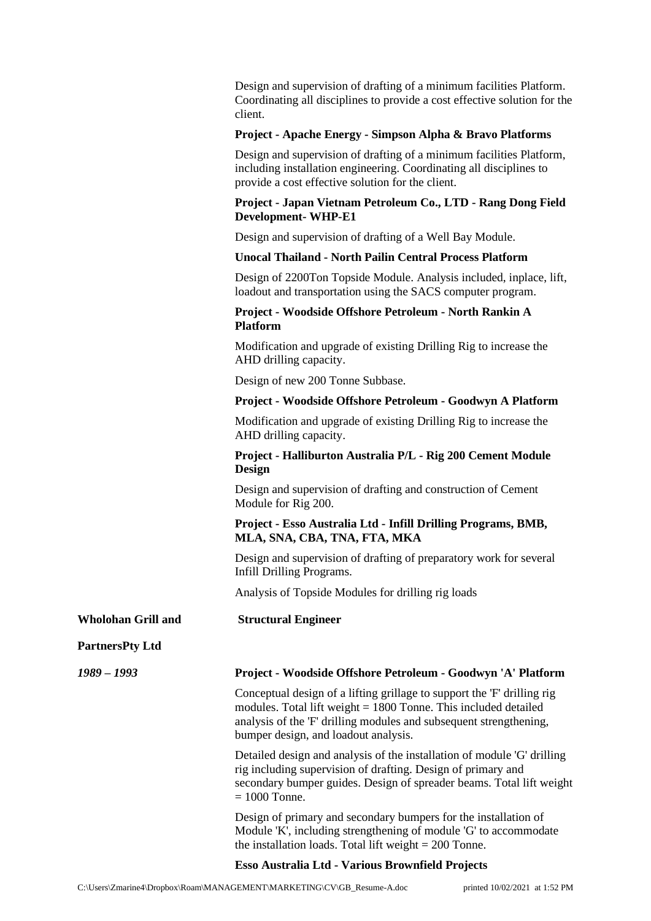Design and supervision of drafting of a minimum facilities Platform. Coordinating all disciplines to provide a cost effective solution for the client.

**Project - Apache Energy - Simpson Alpha & Bravo Platforms**

Design and supervision of drafting of a minimum facilities Platform, including installation engineering. Coordinating all disciplines to provide a cost effective solution for the client.

**Project - Japan Vietnam Petroleum Co., LTD - Rang Dong Field Development- WHP-E1**

Design and supervision of drafting of a Well Bay Module.

**Unocal Thailand - North Pailin Central Process Platform**

Design of 2200Ton Topside Module. Analysis included, inplace, lift, loadout and transportation using the SACS computer program.

**Project - Woodside Offshore Petroleum - North Rankin A Platform**

Modification and upgrade of existing Drilling Rig to increase the AHD drilling capacity.

Design of new 200 Tonne Subbase.

**Project - Woodside Offshore Petroleum - Goodwyn A Platform**

Modification and upgrade of existing Drilling Rig to increase the AHD drilling capacity.

**Project - Halliburton Australia P/L - Rig 200 Cement Module Design**

Design and supervision of drafting and construction of Cement Module for Rig 200.

**Project - Esso Australia Ltd - Infill Drilling Programs, BMB, MLA, SNA, CBA, TNA, FTA, MKA**

Design and supervision of drafting of preparatory work for several Infill Drilling Programs.

Analysis of Topside Modules for drilling rig loads

**Wholohan Grill and PartnersPty Ltd** — **Structural Engineer**

*1989 – 1993*

**Project - Woodside Offshore Petroleum - Goodwyn 'A' Platform**

Conceptual design of a lifting grillage to support the 'F' drilling rig modules. Total lift weight = 1800 Tonne. This included detailed analysis of the 'F' drilling modules and subsequent strengthening, bumper design, and loadout analysis.

Detailed design and analysis of the installation of module 'G' drilling rig including supervision of drafting. Design of primary and secondary bumper guides. Design of spreader beams. Total lift weight = 1000 Tonne.

Design of primary and secondary bumpers for the installation of Module 'K', including strengthening of module 'G' to accommodate the installation loads. Total lift weight = 200 Tonne.

**Esso Australia Ltd - Various Brownfield Projects**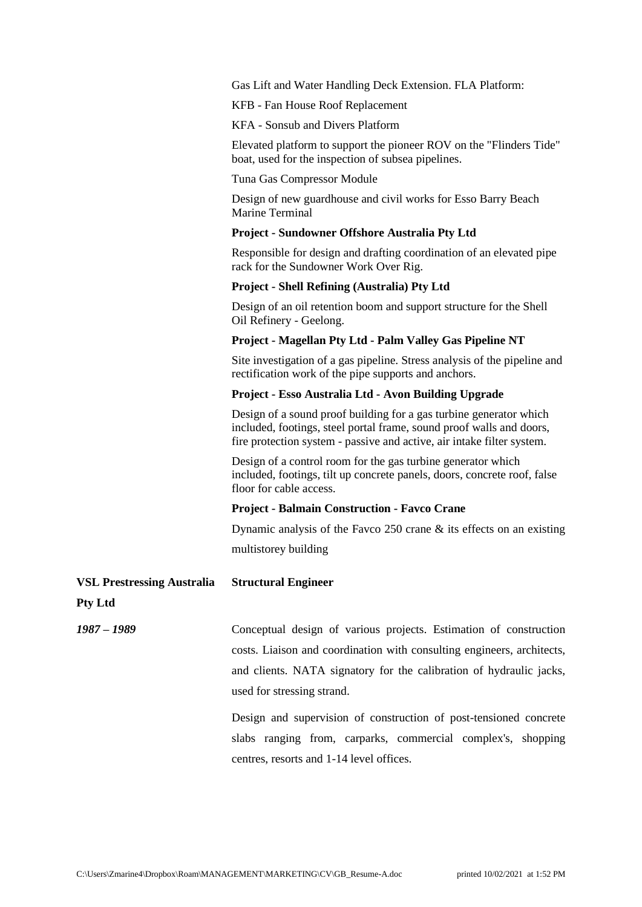Gas Lift and Water Handling Deck Extension. FLA Platform:

KFB - Fan House Roof Replacement

KFA - Sonsub and Divers Platform

Elevated platform to support the pioneer ROV on the "Flinders Tide" boat, used for the inspection of subsea pipelines.

Tuna Gas Compressor Module

Design of new guardhouse and civil works for Esso Barry Beach Marine Terminal

**Project - Sundowner Offshore Australia Pty Ltd**

Responsible for design and drafting coordination of an elevated pipe rack for the Sundowner Work Over Rig.

**Project - Shell Refining (Australia) Pty Ltd**

Design of an oil retention boom and support structure for the Shell Oil Refinery - Geelong.

**Project - Magellan Pty Ltd - Palm Valley Gas Pipeline NT**

Site investigation of a gas pipeline. Stress analysis of the pipeline and rectification work of the pipe supports and anchors.

**Project - Esso Australia Ltd - Avon Building Upgrade**

Design of a sound proof building for a gas turbine generator which included, footings, steel portal frame, sound proof walls and doors, fire protection system - passive and active, air intake filter system.

Design of a control room for the gas turbine generator which included, footings, tilt up concrete panels, doors, concrete roof, false floor for cable access.

**Project - Balmain Construction - Favco Crane**

Dynamic analysis of the Favco 250 crane & its effects on an existing multistorey building

**VSL Prestressing Australia Pty Ltd** — **Structural Engineer**

***1987 – 1989***

Conceptual design of various projects. Estimation of construction costs. Liaison and coordination with consulting engineers, architects, and clients. NATA signatory for the calibration of hydraulic jacks, used for stressing strand.

Design and supervision of construction of post-tensioned concrete slabs ranging from, carparks, commercial complex's, shopping centres, resorts and 1-14 level offices.